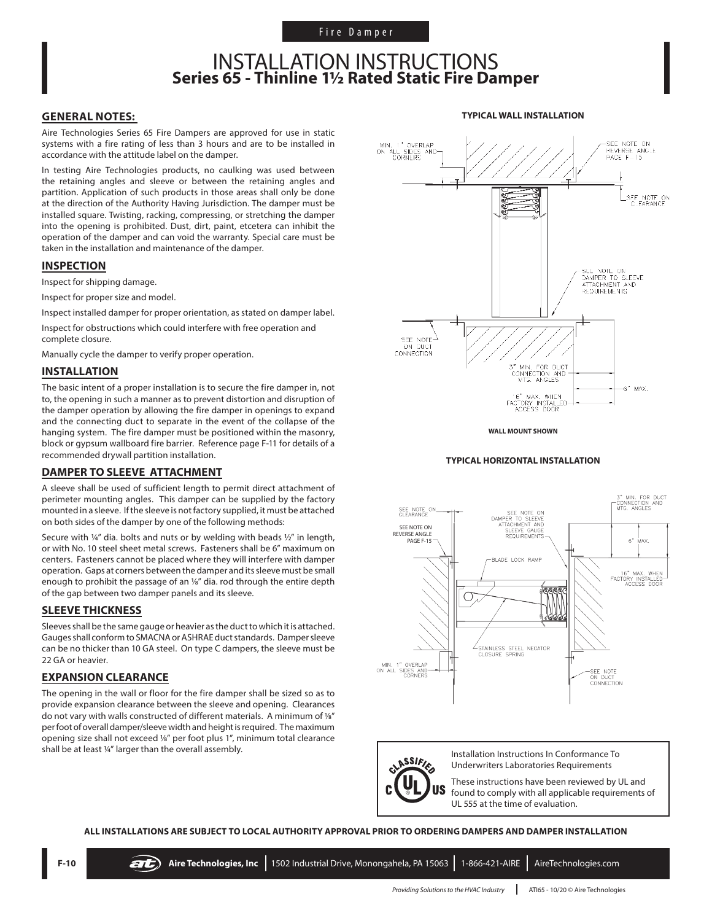Fire Damper

# INSTALLATION INSTRUCTIONS
## Series 65 - Thinline 1½ Rated Static Fire Damper

### GENERAL NOTES:

Aire Technologies Series 65 Fire Dampers are approved for use in static systems with a fire rating of less than 3 hours and are to be installed in accordance with the attitude label on the damper.

In testing Aire Technologies products, no caulking was used between the retaining angles and sleeve or between the retaining angles and partition. Application of such products in those areas shall only be done at the direction of the Authority Having Jurisdiction. The damper must be installed square. Twisting, racking, compressing, or stretching the damper into the opening is prohibited. Dust, dirt, paint, etcetera can inhibit the operation of the damper and can void the warranty. Special care must be taken in the installation and maintenance of the damper.

### INSPECTION

Inspect for shipping damage.

Inspect for proper size and model.

Inspect installed damper for proper orientation, as stated on damper label.

Inspect for obstructions which could interfere with free operation and complete closure.

Manually cycle the damper to verify proper operation.

### INSTALLATION

The basic intent of a proper installation is to secure the fire damper in, not to, the opening in such a manner as to prevent distortion and disruption of the damper operation by allowing the fire damper in openings to expand and the connecting duct to separate in the event of the collapse of the hanging system. The fire damper must be positioned within the masonry, block or gypsum wallboard fire barrier. Reference page F-11 for details of a recommended drywall partition installation.

### DAMPER TO SLEEVE ATTACHMENT

A sleeve shall be used of sufficient length to permit direct attachment of perimeter mounting angles. This damper can be supplied by the factory mounted in a sleeve. If the sleeve is not factory supplied, it must be attached on both sides of the damper by one of the following methods:

Secure with ¼" dia. bolts and nuts or by welding with beads ½" in length, or with No. 10 steel sheet metal screws. Fasteners shall be 6" maximum on centers. Fasteners cannot be placed where they will interfere with damper operation. Gaps at corners between the damper and its sleeve must be small enough to prohibit the passage of an ⅛" dia. rod through the entire depth of the gap between two damper panels and its sleeve.

### SLEEVE THICKNESS

Sleeves shall be the same gauge or heavier as the duct to which it is attached. Gauges shall conform to SMACNA or ASHRAE duct standards. Damper sleeve can be no thicker than 10 GA steel. On type C dampers, the sleeve must be 22 GA or heavier.

### EXPANSION CLEARANCE

The opening in the wall or floor for the fire damper shall be sized so as to provide expansion clearance between the sleeve and opening. Clearances do not vary with walls constructed of different materials. A minimum of ⅛" per foot of overall damper/sleeve width and height is required. The maximum opening size shall not exceed ⅛" per foot plus 1", minimum total clearance shall be at least ¼" larger than the overall assembly.

**TYPICAL WALL INSTALLATION**

MIN. 1" OVERLAP ON ALL SIDES AND CORNERS; SEE NOTE ON REVERSE ANGLE PAGE F-15; SEE NOTE ON CLEARANCE; SEE NOTE ON DAMPER TO SLEEVE ATTACHMENT AND REQUIREMENTS; SEE NOTE ON DUCT CONNECTION; 3" MIN. FOR DUCT CONNECTION AND MTG. ANGLES; 16" MAX. WHEN FACTORY INSTALLED ACCESS DOOR; 6" MAX.

**WALL MOUNT SHOWN**

**TYPICAL HORIZONTAL INSTALLATION**

SEE NOTE ON CLEARANCE; SEE NOTE ON REVERSE ANGLE PAGE F-15; SEE NOTE ON DAMPER TO SLEEVE ATTACHMENT AND SLEEVE GAUGE REQUIREMENTS; 3" MIN. FOR DUCT CONNECTION AND MTG. ANGLES; 6" MAX.; BLADE LOCK RAMP; 16" MAX. WHEN FACTORY INSTALLED ACCESS DOOR; STAINLESS STEEL NEGATOR CLOSURE SPRING; MIN. 1" OVERLAP ON ALL SIDES AND CORNERS; SEE NOTE ON DUCT CONNECTION

Installation Instructions In Conformance To Underwriters Laboratories Requirements

These instructions have been reviewed by UL and found to comply with all applicable requirements of UL 555 at the time of evaluation.

**ALL INSTALLATIONS ARE SUBJECT TO LOCAL AUTHORITY APPROVAL PRIOR TO ORDERING DAMPERS AND DAMPER INSTALLATION**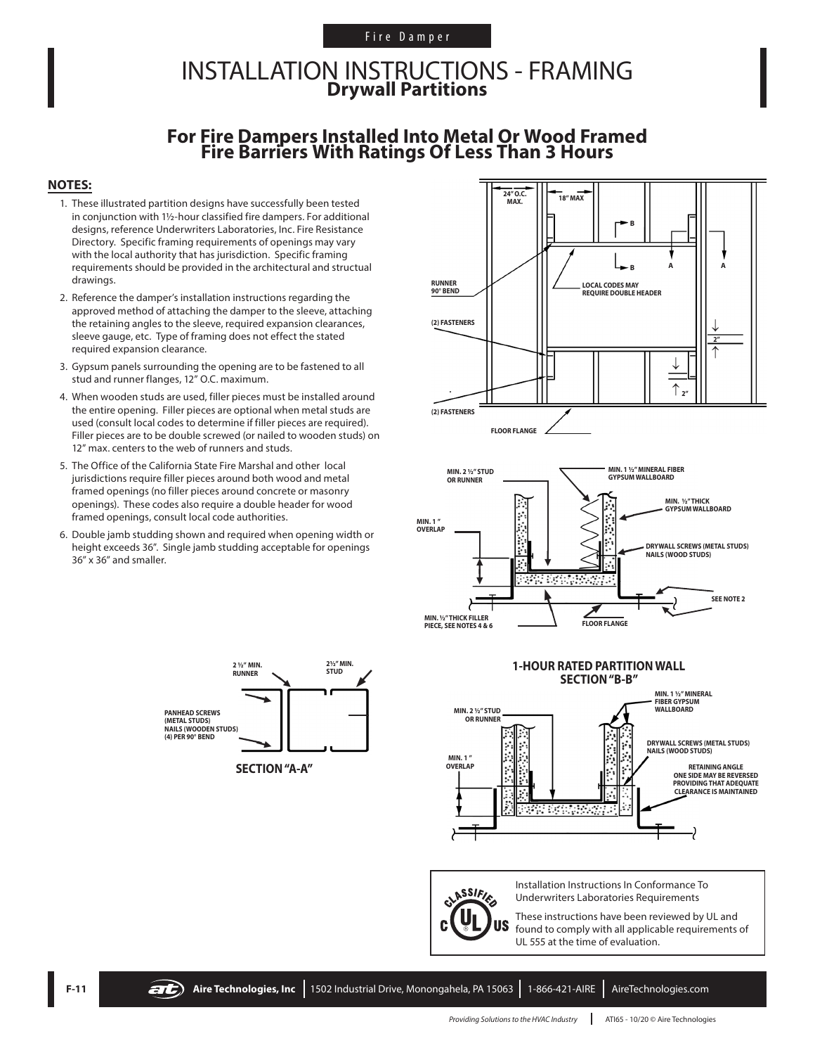Fire Damper

# INSTALLATION INSTRUCTIONS - FRAMING
## Drywall Partitions

## For Fire Dampers Installed Into Metal Or Wood Framed Fire Barriers With Ratings Of Less Than 3 Hours

**NOTES:**

1. These illustrated partition designs have successfully been tested in conjunction with 1½-hour classified fire dampers. For additional designs, reference Underwriters Laboratories, Inc. Fire Resistance Directory. Specific framing requirements of openings may vary with the local authority that has jurisdiction. Specific framing requirements should be provided in the architectural and structural drawings.
2. Reference the damper's installation instructions regarding the approved method of attaching the damper to the sleeve, attaching the retaining angles to the sleeve, required expansion clearances, sleeve gauge, etc. Type of framing does not effect the stated required expansion clearance.
3. Gypsum panels surrounding the opening are to be fastened to all stud and runner flanges, 12" O.C. maximum.
4. When wooden studs are used, filler pieces must be installed around the entire opening. Filler pieces are optional when metal studs are used (consult local codes to determine if filler pieces are required). Filler pieces are to be double screwed (or nailed to wooden studs) on 12" max. centers to the web of runners and studs.
5. The Office of the California State Fire Marshal and other local jurisdictions require filler pieces around both wood and metal framed openings (no filler pieces around concrete or masonry openings). These codes also require a double header for wood framed openings, consult local code authorities.
6. Double jamb studding shown and required when opening width or height exceeds 36". Single jamb studding acceptable for openings 36" x 36" and smaller.

24" O.C. MAX. | 18" MAX | B | B | A | A | RUNNER 90° BEND | LOCAL CODES MAY REQUIRE DOUBLE HEADER | (2) FASTENERS | 2" | 2" | (2) FASTENERS | FLOOR FLANGE

MIN. 2 ½" STUD OR RUNNER | MIN. 1 ½" MINERAL FIBER GYPSUM WALLBOARD | MIN. ½" THICK GYPSUM WALLBOARD | MIN. 1" OVERLAP | DRYWALL SCREWS (METAL STUDS) NAILS (WOOD STUDS) | SEE NOTE 2 | MIN. ½" THICK FILLER PIECE, SEE NOTES 4 & 6 | FLOOR FLANGE

2 ½" MIN. RUNNER | 2½" MIN. STUD | PANHEAD SCREWS (METAL STUDS) NAILS (WOODEN STUDS) (4) PER 90° BEND

**SECTION "A-A"**

**1-HOUR RATED PARTITION WALL SECTION "B-B"**

MIN. 2 ½" STUD OR RUNNER | MIN. 1 ½" MINERAL FIBER GYPSUM WALLBOARD | MIN. 1" OVERLAP | DRYWALL SCREWS (METAL STUDS) NAILS (WOOD STUDS) | RETAINING ANGLE ONE SIDE MAY BE REVERSED PROVIDING THAT ADEQUATE CLEARANCE IS MAINTAINED

CLASSIFIED c UL US

Installation Instructions In Conformance To Underwriters Laboratories Requirements

These instructions have been reviewed by UL and found to comply with all applicable requirements of UL 555 at the time of evaluation.

Aire Technologies, Inc | 1502 Industrial Drive, Monongahela, PA 15063 | 1-866-421-AIRE | AireTechnologies.com

*Providing Solutions to the HVAC Industry* | ATI65 - 10/20 © Aire Technologies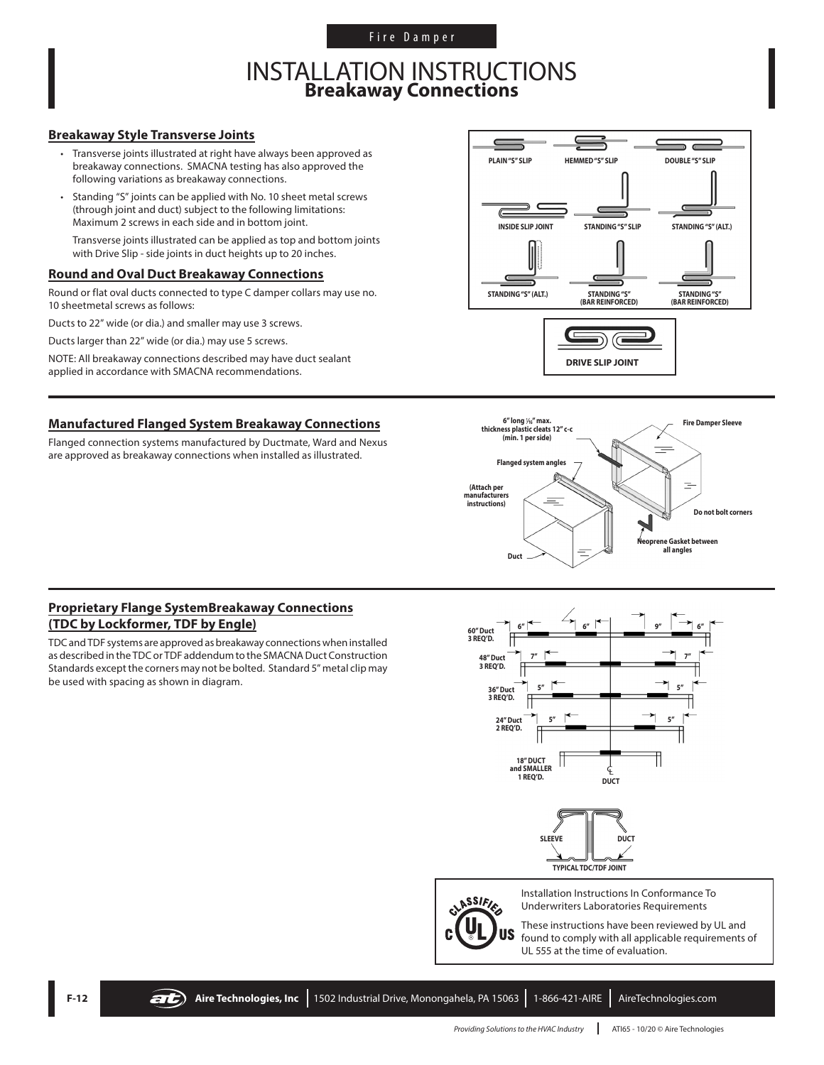Fire Damper

# INSTALLATION INSTRUCTIONS
## Breakaway Connections

### Breakaway Style Transverse Joints

- Transverse joints illustrated at right have always been approved as breakaway connections. SMACNA testing has also approved the following variations as breakaway connections.
- Standing "S" joints can be applied with No. 10 sheet metal screws (through joint and duct) subject to the following limitations: Maximum 2 screws in each side and in bottom joint.

  Transverse joints illustrated can be applied as top and bottom joints with Drive Slip - side joints in duct heights up to 20 inches.

### Round and Oval Duct Breakaway Connections

Round or flat oval ducts connected to type C damper collars may use no. 10 sheetmetal screws as follows:

Ducts to 22" wide (or dia.) and smaller may use 3 screws.

Ducts larger than 22" wide (or dia.) may use 5 screws.

NOTE: All breakaway connections described may have duct sealant applied in accordance with SMACNA recommendations.

PLAIN "S" SLIP | HEMMED "S" SLIP | DOUBLE "S" SLIP | INSIDE SLIP JOINT | STANDING "S" SLIP | STANDING "S" (ALT.) | STANDING "S" (ALT.) | STANDING "S" (BAR REINFORCED) | STANDING "S" (BAR REINFORCED)

DRIVE SLIP JOINT

### Manufactured Flanged System Breakaway Connections

Flanged connection systems manufactured by Ductmate, Ward and Nexus are approved as breakaway connections when installed as illustrated.

6" long 1/16" max. thickness plastic cleats 12" c-c (min. 1 per side)

Fire Damper Sleeve

Flanged system angles

(Attach per manufacturers instructions)

Do not bolt corners

Neoprene Gasket between all angles

Duct

### Proprietary Flange SystemBreakaway Connections (TDC by Lockformer, TDF by Engle)

TDC and TDF systems are approved as breakaway connections when installed as described in the TDC or TDF addendum to the SMACNA Duct Construction Standards except the corners may not be bolted. Standard 5" metal clip may be used with spacing as shown in diagram.

60" Duct 3 REQ'D. — 6" | 6" | 9" | 6"

48" Duct 3 REQ'D. — 7" | 7"

36" Duct 3 REQ'D. — 5" | 5"

24" Duct 2 REQ'D. — 5" | 5"

18" DUCT and SMALLER 1 REQ'D.

℄ DUCT

SLEEVE | DUCT

TYPICAL TDC/TDF JOINT

Installation Instructions In Conformance To Underwriters Laboratories Requirements

These instructions have been reviewed by UL and found to comply with all applicable requirements of UL 555 at the time of evaluation.

Aire Technologies, Inc | 1502 Industrial Drive, Monongahela, PA 15063 | 1-866-421-AIRE | AireTechnologies.com

*Providing Solutions to the HVAC Industry* | ATI65 - 10/20 © Aire Technologies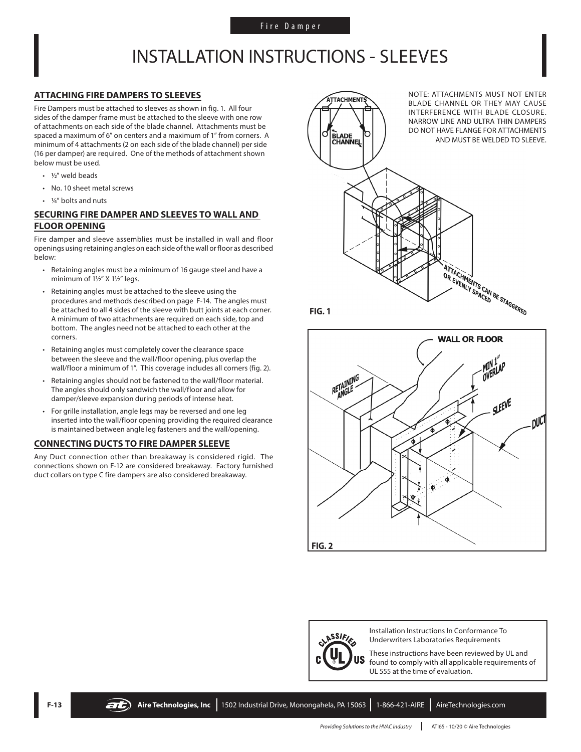# INSTALLATION INSTRUCTIONS - SLEEVES

## ATTACHING FIRE DAMPERS TO SLEEVES

Fire Dampers must be attached to sleeves as shown in fig. 1. All four sides of the damper frame must be attached to the sleeve with one row of attachments on each side of the blade channel. Attachments must be spaced a maximum of 6" on centers and a maximum of 1" from corners. A minimum of 4 attachments (2 on each side of the blade channel) per side (16 per damper) are required. One of the methods of attachment shown below must be used.

- ½" weld beads
- No. 10 sheet metal screws
- ¼" bolts and nuts

## SECURING FIRE DAMPER AND SLEEVES TO WALL AND FLOOR OPENING

Fire damper and sleeve assemblies must be installed in wall and floor openings using retaining angles on each side of the wall or floor as described below:

- Retaining angles must be a minimum of 16 gauge steel and have a minimum of 1½" X 1½" legs.
- Retaining angles must be attached to the sleeve using the procedures and methods described on page F-14. The angles must be attached to all 4 sides of the sleeve with butt joints at each corner. A minimum of two attachments are required on each side, top and bottom. The angles need not be attached to each other at the corners.
- Retaining angles must completely cover the clearance space between the sleeve and the wall/floor opening, plus overlap the wall/floor a minimum of 1". This coverage includes all corners (fig. 2).
- Retaining angles should not be fastened to the wall/floor material. The angles should only sandwich the wall/floor and allow for damper/sleeve expansion during periods of intense heat.
- For grille installation, angle legs may be reversed and one leg inserted into the wall/floor opening providing the required clearance is maintained between angle leg fasteners and the wall/opening.

## CONNECTING DUCTS TO FIRE DAMPER SLEEVE

Any Duct connection other than breakaway is considered rigid. The connections shown on F-12 are considered breakaway. Factory furnished duct collars on type C fire dampers are also considered breakaway.

NOTE: ATTACHMENTS MUST NOT ENTER BLADE CHANNEL OR THEY MAY CAUSE INTERFERENCE WITH BLADE CLOSURE. NARROW LINE AND ULTRA THIN DAMPERS DO NOT HAVE FLANGE FOR ATTACHMENTS AND MUST BE WELDED TO SLEEVE.

ATTACHMENTS

BLADE CHANNEL

ATTACHMENTS CAN BE STAGGERED OR EVENLY SPACED

FIG. 1

WALL OR FLOOR

RETAINING ANGLE

MIN 1" OVERLAP

SLEEVE

DUCT

FIG. 2

Installation Instructions In Conformance To Underwriters Laboratories Requirements

These instructions have been reviewed by UL and found to comply with all applicable requirements of UL 555 at the time of evaluation.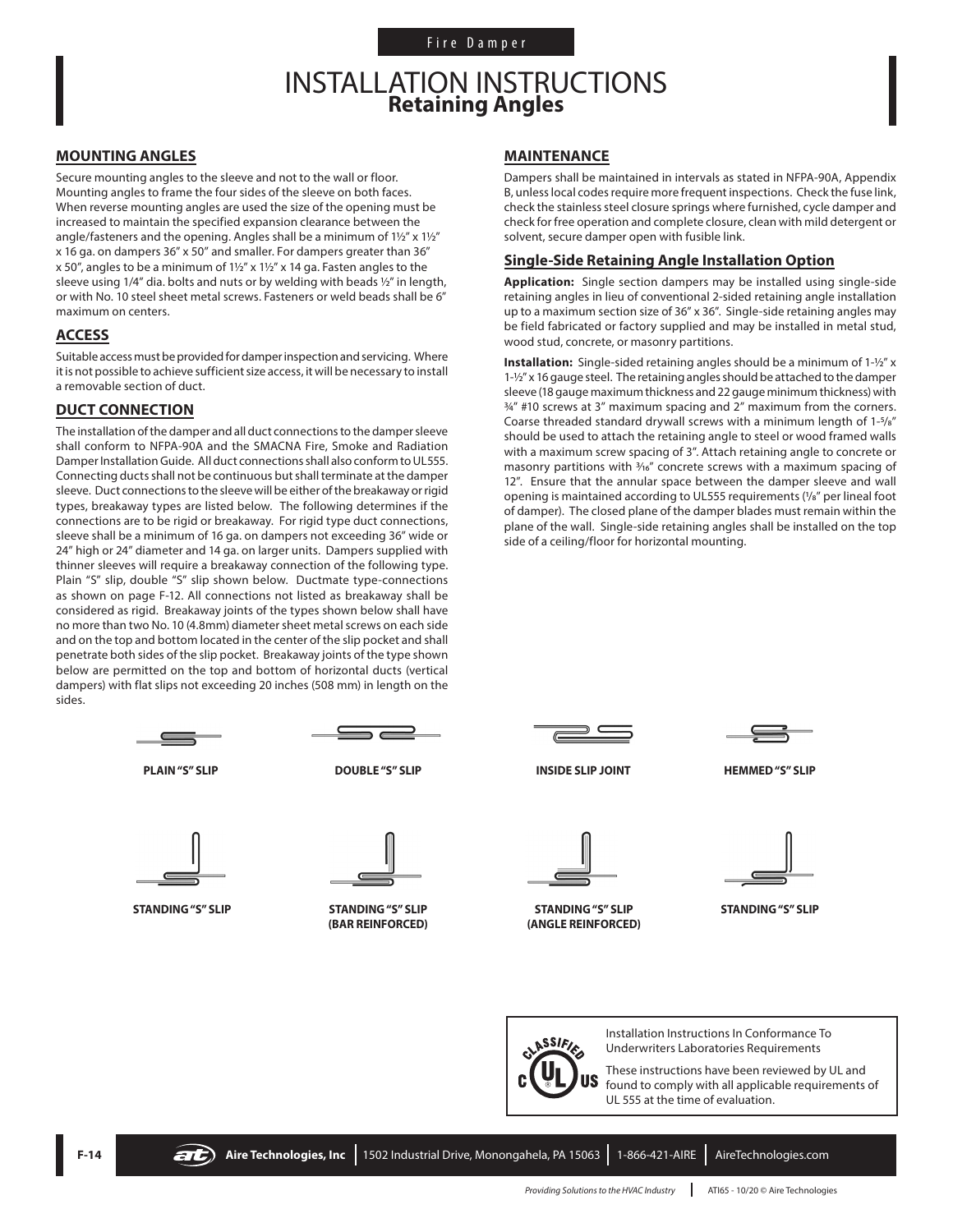Fire Damper

# INSTALLATION INSTRUCTIONS
## Retaining Angles

### MOUNTING ANGLES

Secure mounting angles to the sleeve and not to the wall or floor. Mounting angles to frame the four sides of the sleeve on both faces. When reverse mounting angles are used the size of the opening must be increased to maintain the specified expansion clearance between the angle/fasteners and the opening. Angles shall be a minimum of 1½" x 1½" x 16 ga. on dampers 36" x 50" and smaller. For dampers greater than 36" x 50", angles to be a minimum of 1½" x 1½" x 14 ga. Fasten angles to the sleeve using 1/4" dia. bolts and nuts or by welding with beads ½" in length, or with No. 10 steel sheet metal screws. Fasteners or weld beads shall be 6" maximum on centers.

### ACCESS

Suitable access must be provided for damper inspection and servicing. Where it is not possible to achieve sufficient size access, it will be necessary to install a removable section of duct.

### DUCT CONNECTION

The installation of the damper and all duct connections to the damper sleeve shall conform to NFPA-90A and the SMACNA Fire, Smoke and Radiation Damper Installation Guide. All duct connections shall also conform to UL555. Connecting ducts shall not be continuous but shall terminate at the damper sleeve. Duct connections to the sleeve will be either of the breakaway or rigid types, breakaway types are listed below. The following determines if the connections are to be rigid or breakaway. For rigid type duct connections, sleeve shall be a minimum of 16 ga. on dampers not exceeding 36" wide or 24" high or 24" diameter and 14 ga. on larger units. Dampers supplied with thinner sleeves will require a breakaway connection of the following type. Plain "S" slip, double "S" slip shown below. Ductmate type-connections as shown on page F-12. All connections not listed as breakaway shall be considered as rigid. Breakaway joints of the types shown below shall have no more than two No. 10 (4.8mm) diameter sheet metal screws on each side and on the top and bottom located in the center of the slip pocket and shall penetrate both sides of the slip pocket. Breakaway joints of the type shown below are permitted on the top and bottom of horizontal ducts (vertical dampers) with flat slips not exceeding 20 inches (508 mm) in length on the sides.

### MAINTENANCE

Dampers shall be maintained in intervals as stated in NFPA-90A, Appendix B, unless local codes require more frequent inspections. Check the fuse link, check the stainless steel closure springs where furnished, cycle damper and check for free operation and complete closure, clean with mild detergent or solvent, secure damper open with fusible link.

### Single-Side Retaining Angle Installation Option

**Application:** Single section dampers may be installed using single-side retaining angles in lieu of conventional 2-sided retaining angle installation up to a maximum section size of 36" x 36". Single-side retaining angles may be field fabricated or factory supplied and may be installed in metal stud, wood stud, concrete, or masonry partitions.

**Installation:** Single-sided retaining angles should be a minimum of 1-½" x 1-½" x 16 gauge steel. The retaining angles should be attached to the damper sleeve (18 gauge maximum thickness and 22 gauge minimum thickness) with ¾" #10 screws at 3" maximum spacing and 2" maximum from the corners. Coarse threaded standard drywall screws with a minimum length of 1-⅝" should be used to attach the retaining angle to steel or wood framed walls with a maximum screw spacing of 3". Attach retaining angle to concrete or masonry partitions with 3/16" concrete screws with a maximum spacing of 12". Ensure that the annular space between the damper sleeve and wall opening is maintained according to UL555 requirements (⅛" per lineal foot of damper). The closed plane of the damper blades must remain within the plane of the wall. Single-side retaining angles shall be installed on the top side of a ceiling/floor for horizontal mounting.

PLAIN "S" SLIP

DOUBLE "S" SLIP

INSIDE SLIP JOINT

HEMMED "S" SLIP

STANDING "S" SLIP

STANDING "S" SLIP (BAR REINFORCED)

STANDING "S" SLIP (ANGLE REINFORCED)

STANDING "S" SLIP

Installation Instructions In Conformance To Underwriters Laboratories Requirements

These instructions have been reviewed by UL and found to comply with all applicable requirements of UL 555 at the time of evaluation.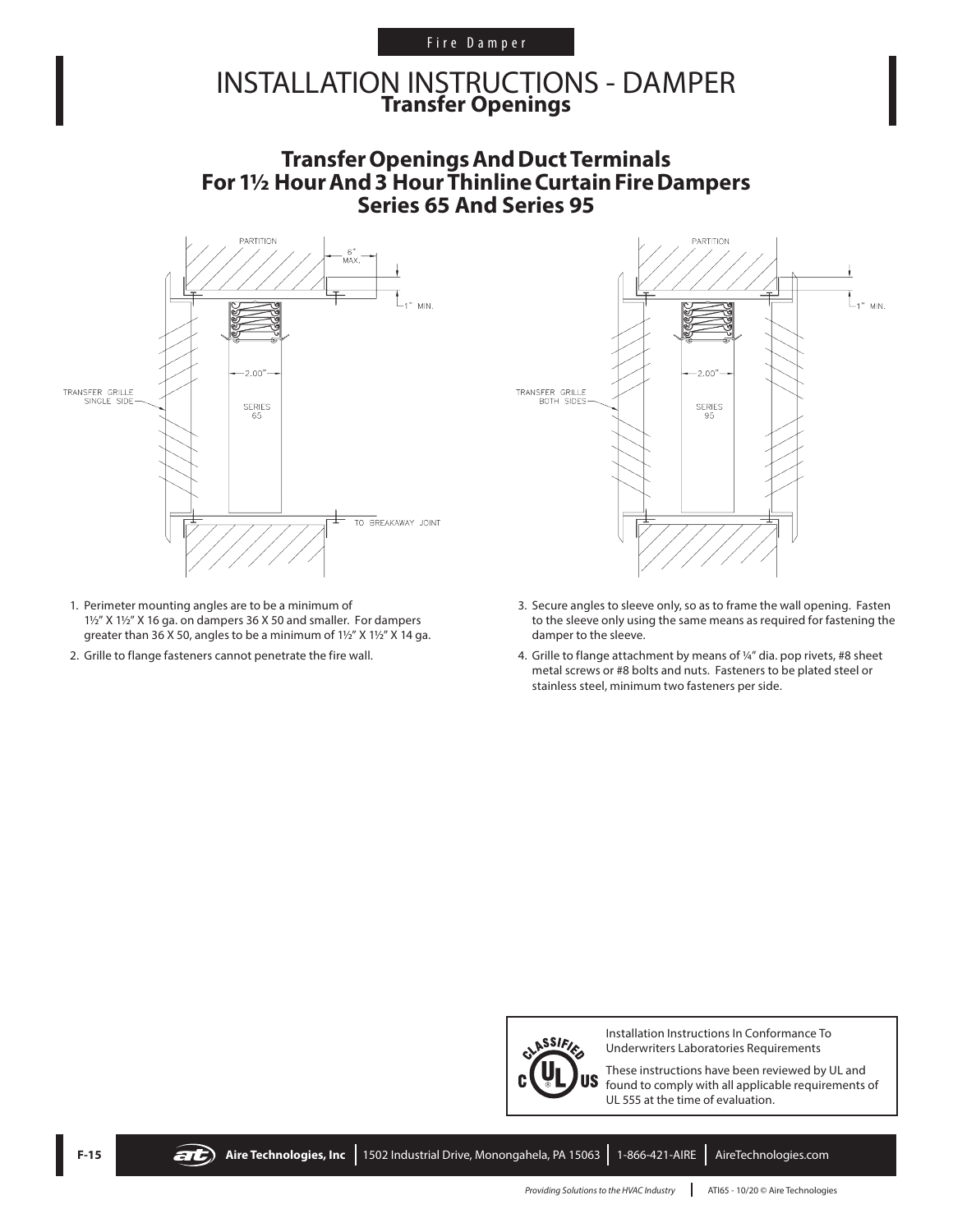Fire Damper

# INSTALLATION INSTRUCTIONS - DAMPER
## Transfer Openings

## Transfer Openings And Duct Terminals For 1½ Hour And 3 Hour Thinline Curtain Fire Dampers Series 65 And Series 95

PARTITION
6" MAX.
1" MIN.
2.00"
TRANSFER GRILLE SINGLE SIDE
SERIES 65
TO BREAKAWAY JOINT

PARTITION
1" MIN.
2.00"
TRANSFER GRILLE BOTH SIDES
SERIES 95

1. Perimeter mounting angles are to be a minimum of 1½" X 1½" X 16 ga. on dampers 36 X 50 and smaller. For dampers greater than 36 X 50, angles to be a minimum of 1½" X 1½" X 14 ga.
2. Grille to flange fasteners cannot penetrate the fire wall.
3. Secure angles to sleeve only, so as to frame the wall opening. Fasten to the sleeve only using the same means as required for fastening the damper to the sleeve.
4. Grille to flange attachment by means of ¼" dia. pop rivets, #8 sheet metal screws or #8 bolts and nuts. Fasteners to be plated steel or stainless steel, minimum two fasteners per side.

Installation Instructions In Conformance To Underwriters Laboratories Requirements

These instructions have been reviewed by UL and found to comply with all applicable requirements of UL 555 at the time of evaluation.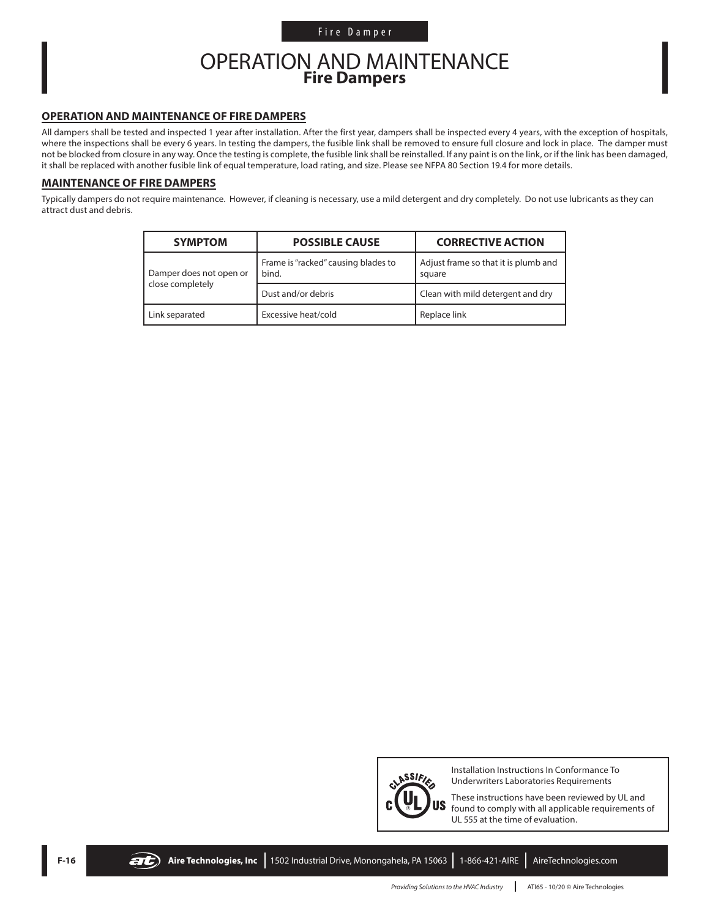# OPERATION AND MAINTENANCE
## Fire Dampers

### OPERATION AND MAINTENANCE OF FIRE DAMPERS

All dampers shall be tested and inspected 1 year after installation. After the first year, dampers shall be inspected every 4 years, with the exception of hospitals, where the inspections shall be every 6 years. In testing the dampers, the fusible link shall be removed to ensure full closure and lock in place. The damper must not be blocked from closure in any way. Once the testing is complete, the fusible link shall be reinstalled. If any paint is on the link, or if the link has been damaged, it shall be replaced with another fusible link of equal temperature, load rating, and size. Please see NFPA 80 Section 19.4 for more details.

### MAINTENANCE OF FIRE DAMPERS

Typically dampers do not require maintenance. However, if cleaning is necessary, use a mild detergent and dry completely. Do not use lubricants as they can attract dust and debris.

| SYMPTOM | POSSIBLE CAUSE | CORRECTIVE ACTION |
|---|---|---|
| Damper does not open or close completely | Frame is "racked" causing blades to bind. | Adjust frame so that it is plumb and square |
| | Dust and/or debris | Clean with mild detergent and dry |
| Link separated | Excessive heat/cold | Replace link |

Installation Instructions In Conformance To Underwriters Laboratories Requirements

These instructions have been reviewed by UL and found to comply with all applicable requirements of UL 555 at the time of evaluation.